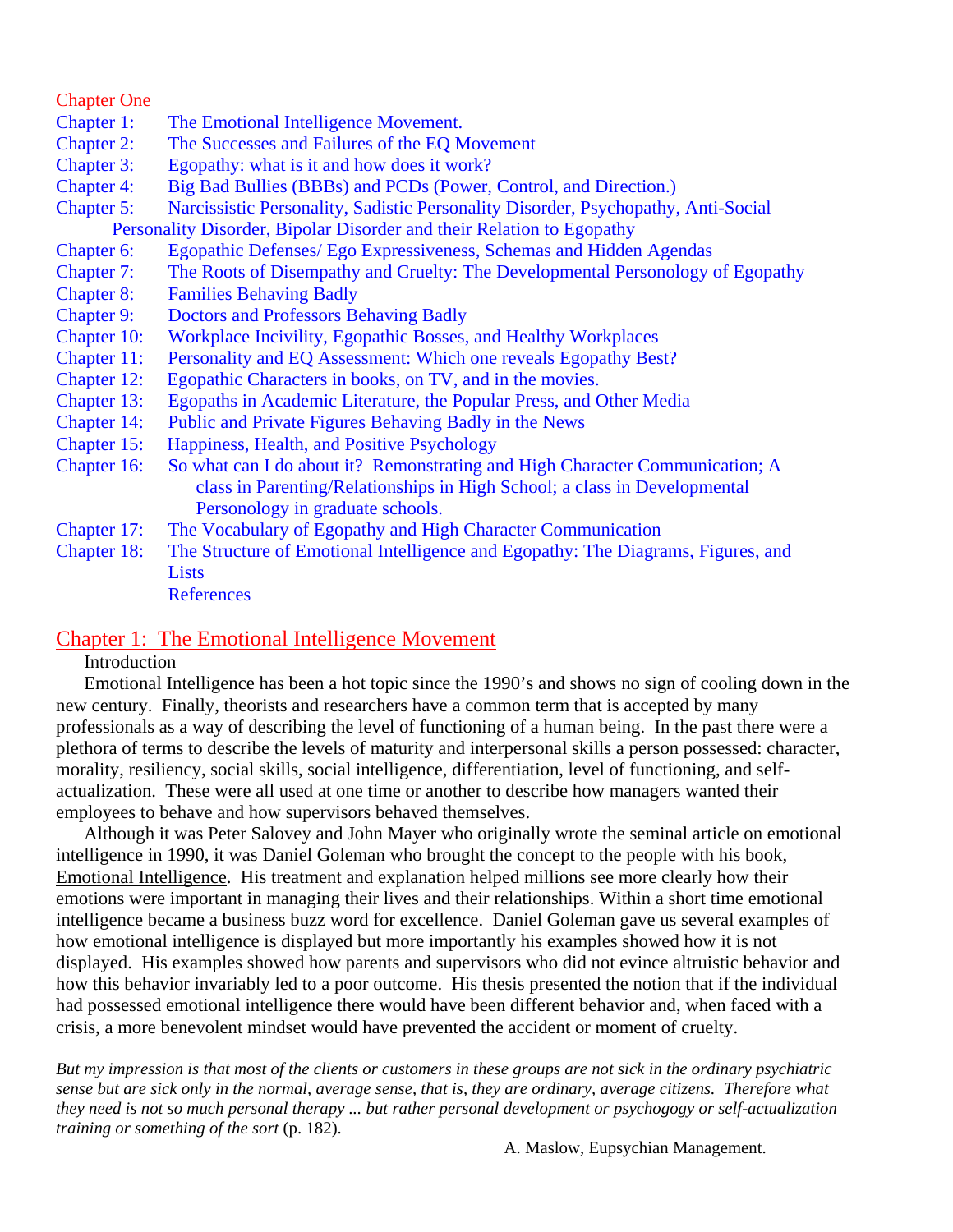Chapter One

- Chapter 1: The Emotional Intelligence Movement.
- Chapter 2: The Successes and Failures of the EQ Movement
- Chapter 3: Egopathy: what is it and how does it work?
- Chapter 4: Big Bad Bullies (BBBs) and PCDs (Power, Control, and Direction.)
- Chapter 5: Narcissistic Personality, Sadistic Personality Disorder, Psychopathy, Anti-Social Personality Disorder, Bipolar Disorder and their Relation to Egopathy
- Chapter 6: Egopathic Defenses/ Ego Expressiveness, Schemas and Hidden Agendas
- Chapter 7: The Roots of Disempathy and Cruelty: The Developmental Personology of Egopathy
- Chapter 8: Families Behaving Badly
- Chapter 9: Doctors and Professors Behaving Badly
- Chapter 10: Workplace Incivility, Egopathic Bosses, and Healthy Workplaces
- Chapter 11: Personality and EQ Assessment: Which one reveals Egopathy Best?
- Chapter 12: Egopathic Characters in books, on TV, and in the movies.
- Chapter 13: Egopaths in Academic Literature, the Popular Press, and Other Media
- Chapter 14: Public and Private Figures Behaving Badly in the News
- Chapter 15: Happiness, Health, and Positive Psychology
- Chapter 16: So what can I do about it? Remonstrating and High Character Communication; A class in Parenting/Relationships in High School; a class in Developmental Personology in graduate schools.
- Chapter 17: The Vocabulary of Egopathy and High Character Communication
- Chapter 18: The Structure of Emotional Intelligence and Egopathy: The Diagrams, Figures, and Lists
- References

## Chapter 1: The Emotional Intelligence Movement

Introduction

Emotional Intelligence has been a hot topic since the 1990's and shows no sign of cooling down in the new century. Finally, theorists and researchers have a common term that is accepted by many professionals as a way of describing the level of functioning of a human being. In the past there were a plethora of terms to describe the levels of maturity and interpersonal skills a person possessed: character, morality, resiliency, social skills, social intelligence, differentiation, level of functioning, and self-actualization. These were all used at one time or another to describe how managers wanted their employees to behave and how supervisors behaved themselves.

Although it was Peter Salovey and John Mayer who originally wrote the seminal article on emotional intelligence in 1990, it was Daniel Goleman who brought the concept to the people with his book, Emotional Intelligence. His treatment and explanation helped millions see more clearly how their emotions were important in managing their lives and their relationships. Within a short time emotional intelligence became a business buzz word for excellence. Daniel Goleman gave us several examples of how emotional intelligence is displayed but more importantly his examples showed how it is not displayed. His examples showed how parents and supervisors who did not evince altruistic behavior and how this behavior invariably led to a poor outcome. His thesis presented the notion that if the individual had possessed emotional intelligence there would have been different behavior and, when faced with a crisis, a more benevolent mindset would have prevented the accident or moment of cruelty.

*But my impression is that most of the clients or customers in these groups are not sick in the ordinary psychiatric sense but are sick only in the normal, average sense, that is, they are ordinary, average citizens. Therefore what they need is not so much personal therapy ... but rather personal development or psychogogy or self-actualization training or something of the sort* (p. 182).

A. Maslow, Eupsychian Management.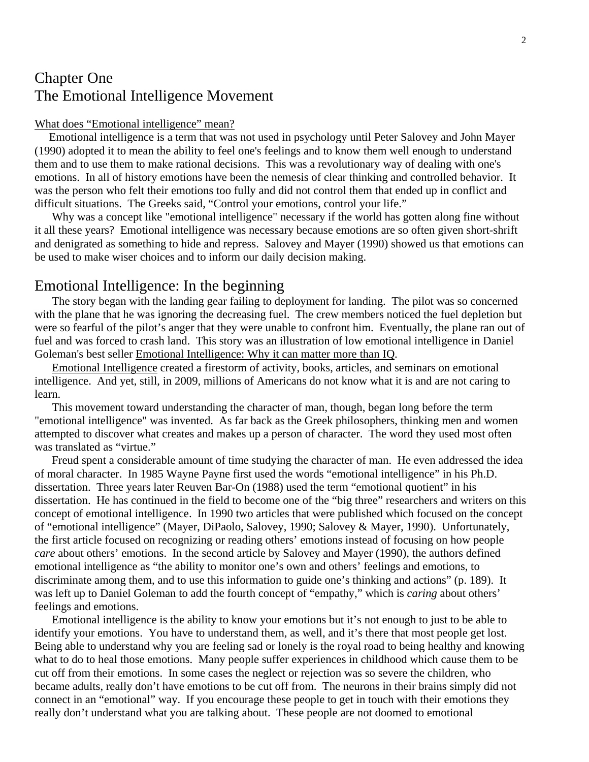# Chapter One
# The Emotional Intelligence Movement

<u>What does "Emotional intelligence" mean?</u>

Emotional intelligence is a term that was not used in psychology until Peter Salovey and John Mayer (1990) adopted it to mean the ability to feel one's feelings and to know them well enough to understand them and to use them to make rational decisions. This was a revolutionary way of dealing with one's emotions. In all of history emotions have been the nemesis of clear thinking and controlled behavior. It was the person who felt their emotions too fully and did not control them that ended up in conflict and difficult situations. The Greeks said, "Control your emotions, control your life."

Why was a concept like "emotional intelligence" necessary if the world has gotten along fine without it all these years? Emotional intelligence was necessary because emotions are so often given short-shrift and denigrated as something to hide and repress. Salovey and Mayer (1990) showed us that emotions can be used to make wiser choices and to inform our daily decision making.

## Emotional Intelligence: In the beginning

The story began with the landing gear failing to deployment for landing. The pilot was so concerned with the plane that he was ignoring the decreasing fuel. The crew members noticed the fuel depletion but were so fearful of the pilot's anger that they were unable to confront him. Eventually, the plane ran out of fuel and was forced to crash land. This story was an illustration of low emotional intelligence in Daniel Goleman's best seller <u>Emotional Intelligence: Why it can matter more than IQ</u>.

<u>Emotional Intelligence</u> created a firestorm of activity, books, articles, and seminars on emotional intelligence. And yet, still, in 2009, millions of Americans do not know what it is and are not caring to learn.

This movement toward understanding the character of man, though, began long before the term "emotional intelligence" was invented. As far back as the Greek philosophers, thinking men and women attempted to discover what creates and makes up a person of character. The word they used most often was translated as "virtue."

Freud spent a considerable amount of time studying the character of man. He even addressed the idea of moral character. In 1985 Wayne Payne first used the words "emotional intelligence" in his Ph.D. dissertation. Three years later Reuven Bar-On (1988) used the term "emotional quotient" in his dissertation. He has continued in the field to become one of the "big three" researchers and writers on this concept of emotional intelligence. In 1990 two articles that were published which focused on the concept of "emotional intelligence" (Mayer, DiPaolo, Salovey, 1990; Salovey & Mayer, 1990). Unfortunately, the first article focused on recognizing or reading others' emotions instead of focusing on how people *care* about others' emotions. In the second article by Salovey and Mayer (1990), the authors defined emotional intelligence as "the ability to monitor one's own and others' feelings and emotions, to discriminate among them, and to use this information to guide one's thinking and actions" (p. 189). It was left up to Daniel Goleman to add the fourth concept of "empathy," which is *caring* about others' feelings and emotions.

Emotional intelligence is the ability to know your emotions but it's not enough to just to be able to identify your emotions. You have to understand them, as well, and it's there that most people get lost. Being able to understand why you are feeling sad or lonely is the royal road to being healthy and knowing what to do to heal those emotions. Many people suffer experiences in childhood which cause them to be cut off from their emotions. In some cases the neglect or rejection was so severe the children, who became adults, really don't have emotions to be cut off from. The neurons in their brains simply did not connect in an "emotional" way. If you encourage these people to get in touch with their emotions they really don't understand what you are talking about. These people are not doomed to emotional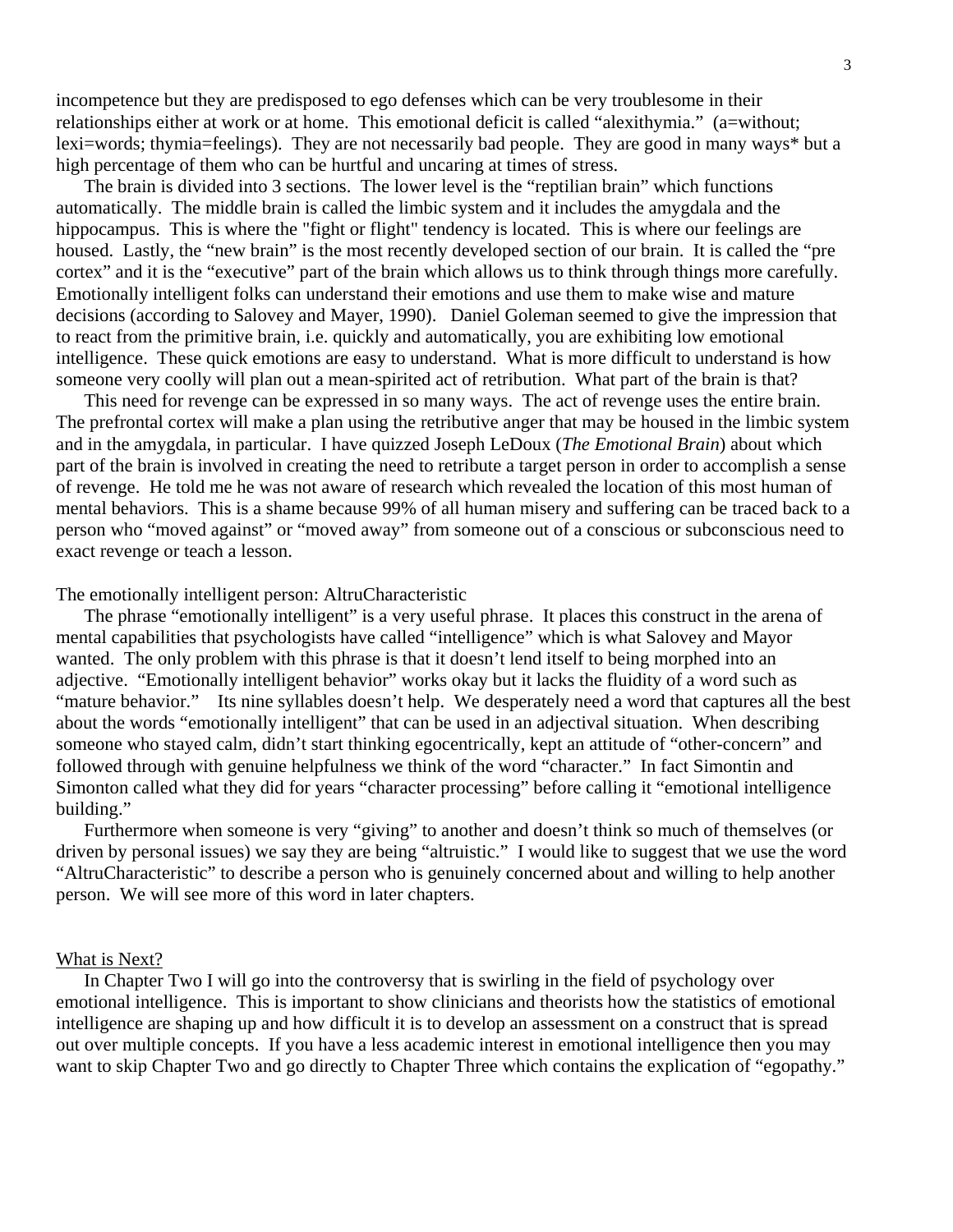incompetence but they are predisposed to ego defenses which can be very troublesome in their relationships either at work or at home. This emotional deficit is called "alexithymia." (a=without; lexi=words; thymia=feelings). They are not necessarily bad people. They are good in many ways* but a high percentage of them who can be hurtful and uncaring at times of stress.

The brain is divided into 3 sections. The lower level is the "reptilian brain" which functions automatically. The middle brain is called the limbic system and it includes the amygdala and the hippocampus. This is where the "fight or flight" tendency is located. This is where our feelings are housed. Lastly, the "new brain" is the most recently developed section of our brain. It is called the "pre cortex" and it is the "executive" part of the brain which allows us to think through things more carefully. Emotionally intelligent folks can understand their emotions and use them to make wise and mature decisions (according to Salovey and Mayer, 1990). Daniel Goleman seemed to give the impression that to react from the primitive brain, i.e. quickly and automatically, you are exhibiting low emotional intelligence. These quick emotions are easy to understand. What is more difficult to understand is how someone very coolly will plan out a mean-spirited act of retribution. What part of the brain is that?

This need for revenge can be expressed in so many ways. The act of revenge uses the entire brain. The prefrontal cortex will make a plan using the retributive anger that may be housed in the limbic system and in the amygdala, in particular. I have quizzed Joseph LeDoux (*The Emotional Brain*) about which part of the brain is involved in creating the need to retribute a target person in order to accomplish a sense of revenge. He told me he was not aware of research which revealed the location of this most human of mental behaviors. This is a shame because 99% of all human misery and suffering can be traced back to a person who "moved against" or "moved away" from someone out of a conscious or subconscious need to exact revenge or teach a lesson.

The emotionally intelligent person: AltruCharacteristic

The phrase "emotionally intelligent" is a very useful phrase. It places this construct in the arena of mental capabilities that psychologists have called "intelligence" which is what Salovey and Mayor wanted. The only problem with this phrase is that it doesn't lend itself to being morphed into an adjective. "Emotionally intelligent behavior" works okay but it lacks the fluidity of a word such as "mature behavior." Its nine syllables doesn't help. We desperately need a word that captures all the best about the words "emotionally intelligent" that can be used in an adjectival situation. When describing someone who stayed calm, didn't start thinking egocentrically, kept an attitude of "other-concern" and followed through with genuine helpfulness we think of the word "character." In fact Simontin and Simonton called what they did for years "character processing" before calling it "emotional intelligence building."

Furthermore when someone is very "giving" to another and doesn't think so much of themselves (or driven by personal issues) we say they are being "altruistic." I would like to suggest that we use the word "AltruCharacteristic" to describe a person who is genuinely concerned about and willing to help another person. We will see more of this word in later chapters.

## What is Next?

In Chapter Two I will go into the controversy that is swirling in the field of psychology over emotional intelligence. This is important to show clinicians and theorists how the statistics of emotional intelligence are shaping up and how difficult it is to develop an assessment on a construct that is spread out over multiple concepts. If you have a less academic interest in emotional intelligence then you may want to skip Chapter Two and go directly to Chapter Three which contains the explication of "egopathy."